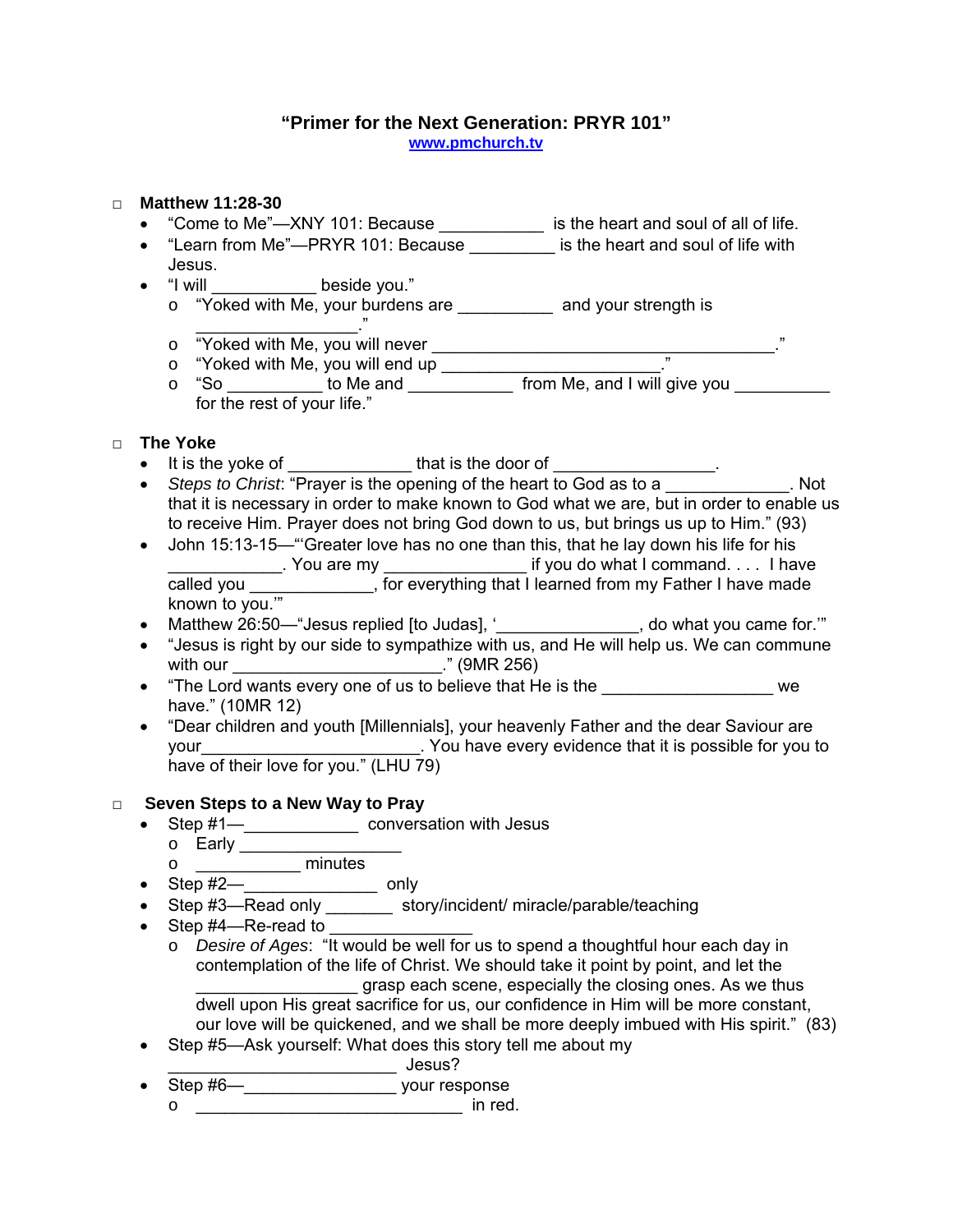# "Primer for the Next Generation: PRYR 101"

www.pmchurch.tv

- **Matthew 11:28-30**
  - "Come to Me"—XNY 101: Because ___________ is the heart and soul of all of life.
  - "Learn from Me"—PRYR 101: Because _________ is the heart and soul of life with Jesus.
  - "I will ___________ beside you."
    - "Yoked with Me, your burdens are __________ and your strength is _________________."
    - "Yoked with Me, you will never _____________________________________."
    - "Yoked with Me, you will end up _______________________."
    - "So __________ to Me and ___________ from Me, and I will give you __________ for the rest of your life."

- **The Yoke**
  - It is the yoke of _____________ that is the door of _________________.
  - *Steps to Christ*: "Prayer is the opening of the heart to God as to a _____________. Not that it is necessary in order to make known to God what we are, but in order to enable us to receive Him. Prayer does not bring God down to us, but brings us up to Him." (93)
  - John 15:13-15—"'Greater love has no one than this, that he lay down his life for his ____________. You are my _______________ if you do what I command. . . . I have called you _____________, for everything that I learned from my Father I have made known to you.'"
  - Matthew 26:50—"Jesus replied [to Judas], '_______________, do what you came for.'"
  - "Jesus is right by our side to sympathize with us, and He will help us. We can commune with our ______________________." (9MR 256)
  - "The Lord wants every one of us to believe that He is the __________________ we have." (10MR 12)
  - "Dear children and youth [Millennials], your heavenly Father and the dear Saviour are your_______________________. You have every evidence that it is possible for you to have of their love for you." (LHU 79)

- **Seven Steps to a New Way to Pray**
  - Step #1—____________ conversation with Jesus
    - Early _________________
    - ___________ minutes
  - Step #2—______________ only
  - Step #3—Read only _______ story/incident/ miracle/parable/teaching
  - Step #4—Re-read to _______________
    - *Desire of Ages*: "It would be well for us to spend a thoughtful hour each day in contemplation of the life of Christ. We should take it point by point, and let the _________________ grasp each scene, especially the closing ones. As we thus dwell upon His great sacrifice for us, our confidence in Him will be more constant, our love will be quickened, and we shall be more deeply imbued with His spirit." (83)
  - Step #5—Ask yourself: What does this story tell me about my ________________________ Jesus?
  - Step #6—________________ your response
    - _____________________________ in red.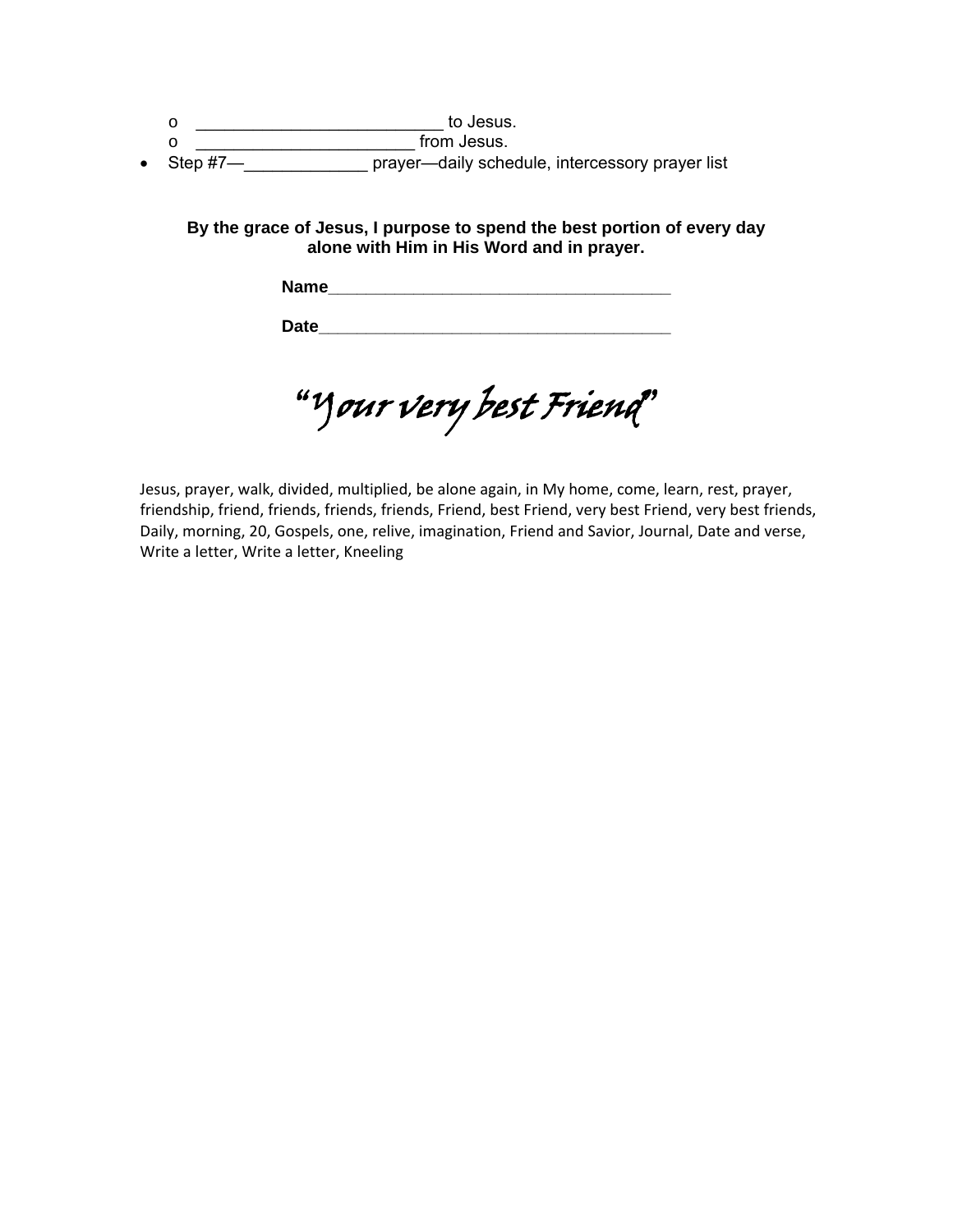- ________________________ to Jesus.
- ______________________ from Jesus.

- Step #7—____________ prayer—daily schedule, intercessory prayer list

**By the grace of Jesus, I purpose to spend the best portion of every day alone with Him in His Word and in prayer.**

**Name**___________________________________

**Date**____________________________________

*"Your very best Friend"*

Jesus, prayer, walk, divided, multiplied, be alone again, in My home, come, learn, rest, prayer, friendship, friend, friends, friends, friends, Friend, best Friend, very best Friend, very best friends, Daily, morning, 20, Gospels, one, relive, imagination, Friend and Savior, Journal, Date and verse, Write a letter, Write a letter, Kneeling